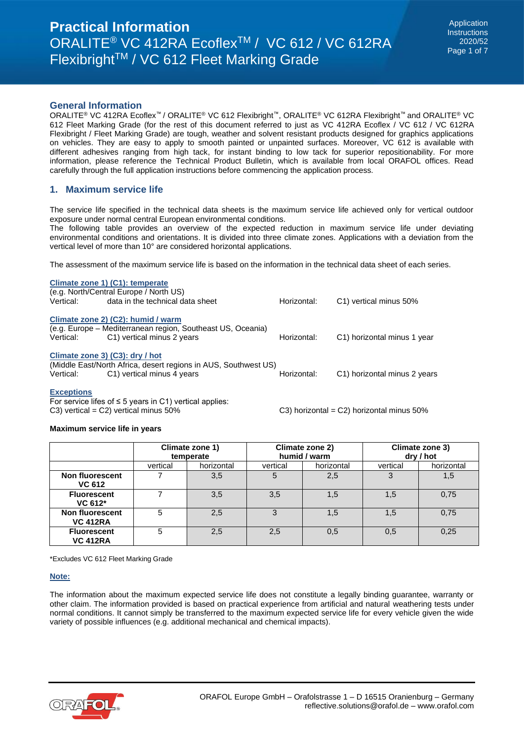# Practical Information
## ORALITE® VC 412RA Ecoflex™ / VC 612 / VC 612RA Flexibright™ / VC 612 Fleet Marking Grade

Application Instructions
2020/52

## General Information

ORALITE® VC 412RA Ecoflex™ / ORALITE® VC 612 Flexibright™, ORALITE® VC 612RA Flexibright™ and ORALITE® VC 612 Fleet Marking Grade (for the rest of this document referred to just as VC 412RA Ecoflex / VC 612 / VC 612RA Flexibright / Fleet Marking Grade) are tough, weather and solvent resistant products designed for graphics applications on vehicles. They are easy to apply to smooth painted or unpainted surfaces. Moreover, VC 612 is available with different adhesives ranging from high tack, for instant binding to low tack for superior repositionability. For more information, please reference the Technical Product Bulletin, which is available from local ORAFOL offices. Read carefully through the full application instructions before commencing the application process.

## 1. Maximum service life

The service life specified in the technical data sheets is the maximum service life achieved only for vertical outdoor exposure under normal central European environmental conditions.
The following table provides an overview of the expected reduction in maximum service life under deviating environmental conditions and orientations. It is divided into three climate zones. Applications with a deviation from the vertical level of more than 10° are considered horizontal applications.

The assessment of the maximum service life is based on the information in the technical data sheet of each series.

**Climate zone 1) (C1): temperate**
(e.g. North/Central Europe / North US)
Vertical: data in the technical data sheet
Horizontal: C1) vertical minus 50%

**Climate zone 2) (C2): humid / warm**
(e.g. Europe – Mediterranean region, Southeast US, Oceania)
Vertical: C1) vertical minus 2 years
Horizontal: C1) horizontal minus 1 year

**Climate zone 3) (C3): dry / hot**
(Middle East/North Africa, desert regions in AUS, Southwest US)
Vertical: C1) vertical minus 4 years
Horizontal: C1) horizontal minus 2 years

**Exceptions**
For service lifes of ≤ 5 years in C1) vertical applies:
C3) vertical = C2) vertical minus 50%
C3) horizontal = C2) horizontal minus 50%

**Maximum service life in years**

| | Climate zone 1) temperate | | Climate zone 2) humid / warm | | Climate zone 3) dry / hot | |
|---|---|---|---|---|---|---|
| | vertical | horizontal | vertical | horizontal | vertical | horizontal |
| **Non fluorescent VC 612** | 7 | 3,5 | 5 | 2,5 | 3 | 1,5 |
| **Fluorescent VC 612*** | 7 | 3,5 | 3,5 | 1,5 | 1,5 | 0,75 |
| **Non fluorescent VC 412RA** | 5 | 2,5 | 3 | 1,5 | 1,5 | 0,75 |
| **Fluorescent VC 412RA** | 5 | 2,5 | 2,5 | 0,5 | 0,5 | 0,25 |

*Excludes VC 612 Fleet Marking Grade

**Note:**

The information about the maximum expected service life does not constitute a legally binding guarantee, warranty or other claim. The information provided is based on practical experience from artificial and natural weathering tests under normal conditions. It cannot simply be transferred to the maximum expected service life for every vehicle given the wide variety of possible influences (e.g. additional mechanical and chemical impacts).

ORAFOL Europe GmbH – Orafolstrasse 1 – D 16515 Oranienburg – Germany
reflective.solutions@orafol.de – www.orafol.com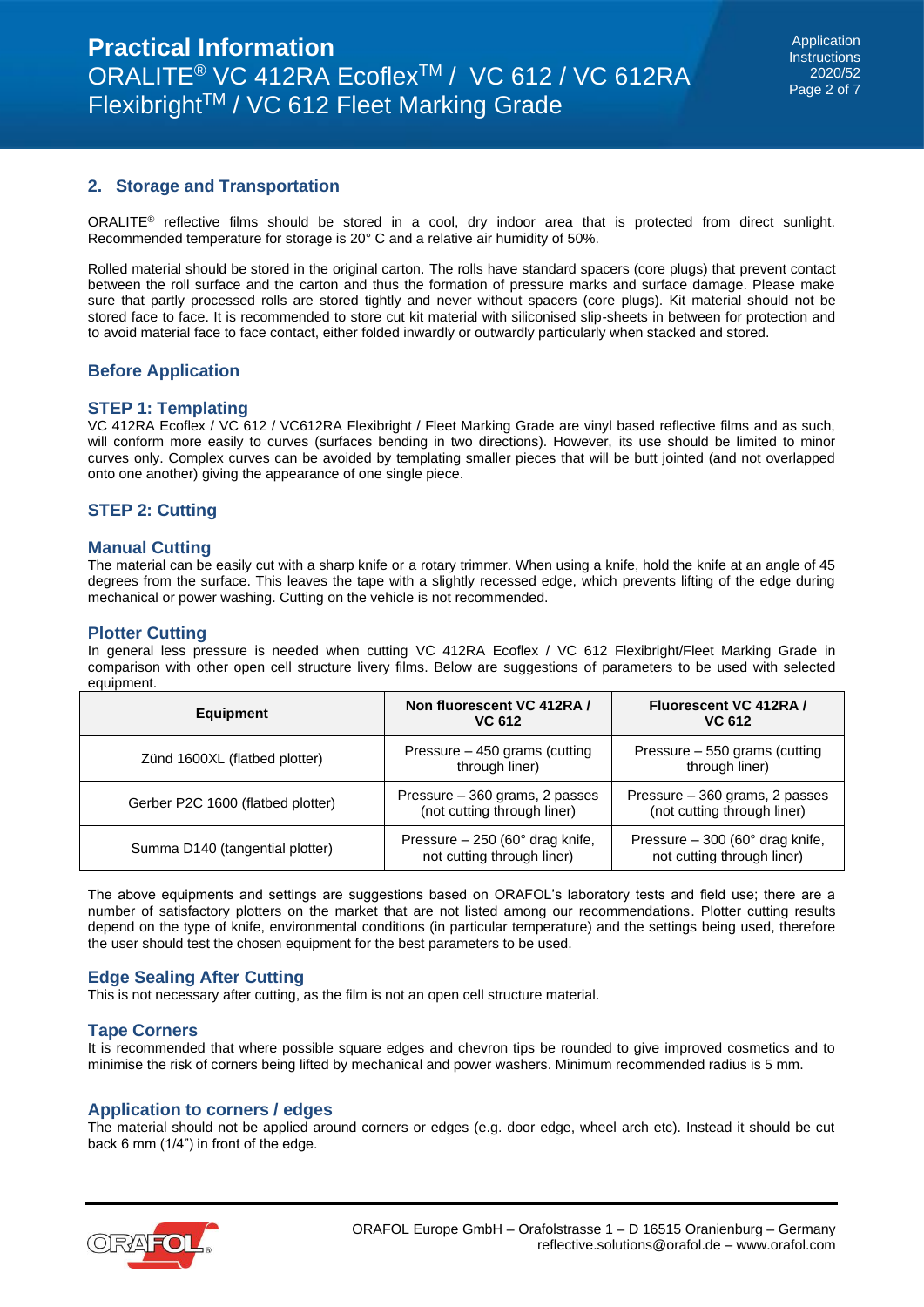## 2. Storage and Transportation

ORALITE® reflective films should be stored in a cool, dry indoor area that is protected from direct sunlight. Recommended temperature for storage is 20° C and a relative air humidity of 50%.

Rolled material should be stored in the original carton. The rolls have standard spacers (core plugs) that prevent contact between the roll surface and the carton and thus the formation of pressure marks and surface damage. Please make sure that partly processed rolls are stored tightly and never without spacers (core plugs). Kit material should not be stored face to face. It is recommended to store cut kit material with siliconised slip-sheets in between for protection and to avoid material face to face contact, either folded inwardly or outwardly particularly when stacked and stored.

## Before Application

### STEP 1: Templating

VC 412RA Ecoflex / VC 612 / VC612RA Flexibright / Fleet Marking Grade are vinyl based reflective films and as such, will conform more easily to curves (surfaces bending in two directions). However, its use should be limited to minor curves only. Complex curves can be avoided by templating smaller pieces that will be butt jointed (and not overlapped onto one another) giving the appearance of one single piece.

### STEP 2: Cutting

### Manual Cutting

The material can be easily cut with a sharp knife or a rotary trimmer. When using a knife, hold the knife at an angle of 45 degrees from the surface. This leaves the tape with a slightly recessed edge, which prevents lifting of the edge during mechanical or power washing. Cutting on the vehicle is not recommended.

### Plotter Cutting

In general less pressure is needed when cutting VC 412RA Ecoflex / VC 612 Flexibright/Fleet Marking Grade in comparison with other open cell structure livery films. Below are suggestions of parameters to be used with selected equipment.

| Equipment | Non fluorescent VC 412RA / VC 612 | Fluorescent VC 412RA / VC 612 |
|---|---|---|
| Zünd 1600XL (flatbed plotter) | Pressure – 450 grams (cutting through liner) | Pressure – 550 grams (cutting through liner) |
| Gerber P2C 1600 (flatbed plotter) | Pressure – 360 grams, 2 passes (not cutting through liner) | Pressure – 360 grams, 2 passes (not cutting through liner) |
| Summa D140 (tangential plotter) | Pressure – 250 (60° drag knife, not cutting through liner) | Pressure – 300 (60° drag knife, not cutting through liner) |

The above equipments and settings are suggestions based on ORAFOL's laboratory tests and field use; there are a number of satisfactory plotters on the market that are not listed among our recommendations. Plotter cutting results depend on the type of knife, environmental conditions (in particular temperature) and the settings being used, therefore the user should test the chosen equipment for the best parameters to be used.

### Edge Sealing After Cutting

This is not necessary after cutting, as the film is not an open cell structure material.

### Tape Corners

It is recommended that where possible square edges and chevron tips be rounded to give improved cosmetics and to minimise the risk of corners being lifted by mechanical and power washers. Minimum recommended radius is 5 mm.

### Application to corners / edges

The material should not be applied around corners or edges (e.g. door edge, wheel arch etc). Instead it should be cut back 6 mm (1/4") in front of the edge.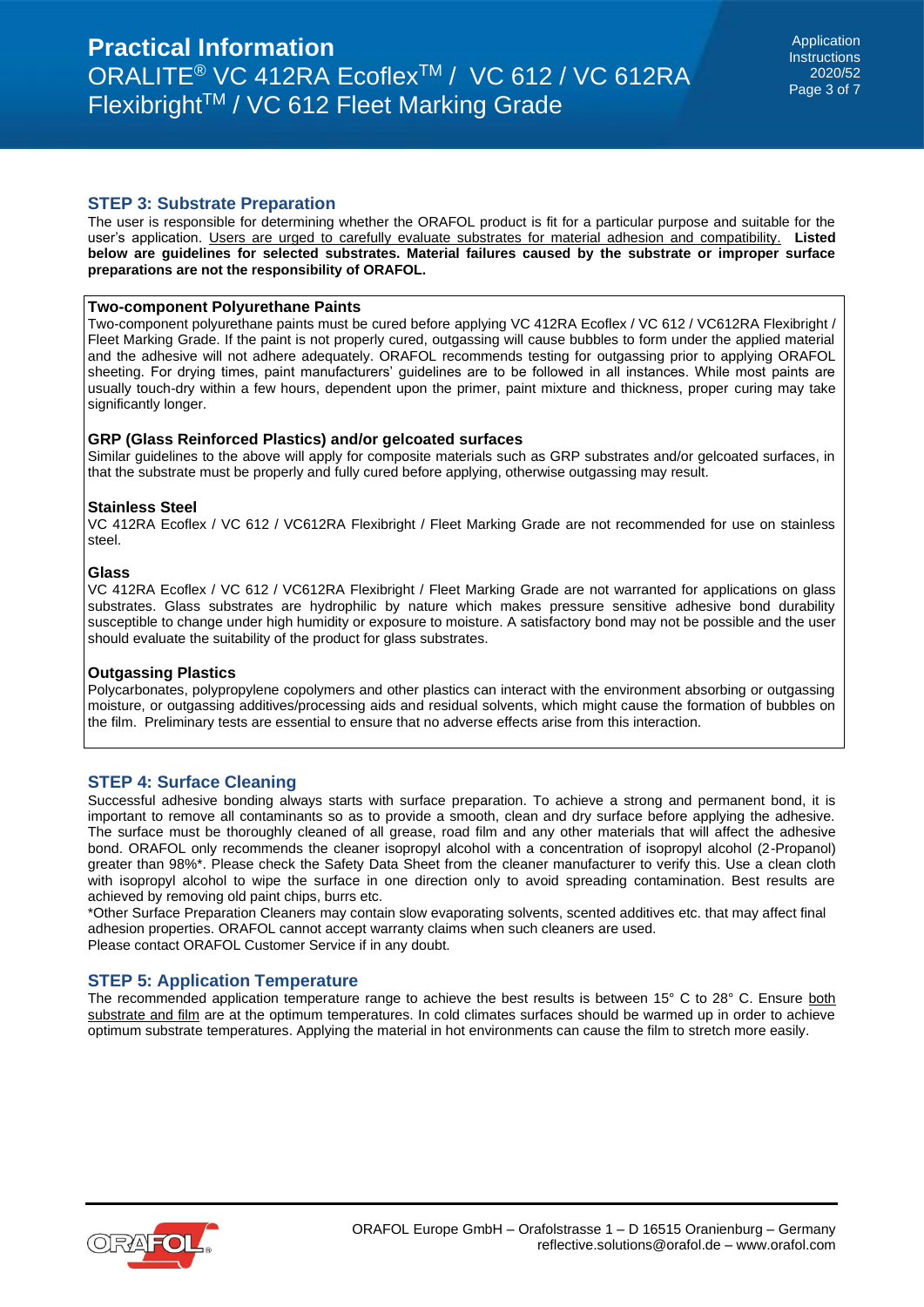## STEP 3: Substrate Preparation

The user is responsible for determining whether the ORAFOL product is fit for a particular purpose and suitable for the user's application. Users are urged to carefully evaluate substrates for material adhesion and compatibility. **Listed below are guidelines for selected substrates. Material failures caused by the substrate or improper surface preparations are not the responsibility of ORAFOL.**

### Two-component Polyurethane Paints

Two-component polyurethane paints must be cured before applying VC 412RA Ecoflex / VC 612 / VC612RA Flexibright / Fleet Marking Grade. If the paint is not properly cured, outgassing will cause bubbles to form under the applied material and the adhesive will not adhere adequately. ORAFOL recommends testing for outgassing prior to applying ORAFOL sheeting. For drying times, paint manufacturers' guidelines are to be followed in all instances. While most paints are usually touch-dry within a few hours, dependent upon the primer, paint mixture and thickness, proper curing may take significantly longer.

### GRP (Glass Reinforced Plastics) and/or gelcoated surfaces

Similar guidelines to the above will apply for composite materials such as GRP substrates and/or gelcoated surfaces, in that the substrate must be properly and fully cured before applying, otherwise outgassing may result.

### Stainless Steel

VC 412RA Ecoflex / VC 612 / VC612RA Flexibright / Fleet Marking Grade are not recommended for use on stainless steel.

### Glass

VC 412RA Ecoflex / VC 612 / VC612RA Flexibright / Fleet Marking Grade are not warranted for applications on glass substrates. Glass substrates are hydrophilic by nature which makes pressure sensitive adhesive bond durability susceptible to change under high humidity or exposure to moisture. A satisfactory bond may not be possible and the user should evaluate the suitability of the product for glass substrates.

### Outgassing Plastics

Polycarbonates, polypropylene copolymers and other plastics can interact with the environment absorbing or outgassing moisture, or outgassing additives/processing aids and residual solvents, which might cause the formation of bubbles on the film. Preliminary tests are essential to ensure that no adverse effects arise from this interaction.

## STEP 4: Surface Cleaning

Successful adhesive bonding always starts with surface preparation. To achieve a strong and permanent bond, it is important to remove all contaminants so as to provide a smooth, clean and dry surface before applying the adhesive. The surface must be thoroughly cleaned of all grease, road film and any other materials that will affect the adhesive bond. ORAFOL only recommends the cleaner isopropyl alcohol with a concentration of isopropyl alcohol (2-Propanol) greater than 98%*. Please check the Safety Data Sheet from the cleaner manufacturer to verify this. Use a clean cloth with isopropyl alcohol to wipe the surface in one direction only to avoid spreading contamination. Best results are achieved by removing old paint chips, burrs etc.

*Other Surface Preparation Cleaners may contain slow evaporating solvents, scented additives etc. that may affect final adhesion properties. ORAFOL cannot accept warranty claims when such cleaners are used.

Please contact ORAFOL Customer Service if in any doubt.

## STEP 5: Application Temperature

The recommended application temperature range to achieve the best results is between 15° C to 28° C. Ensure both substrate and film are at the optimum temperatures. In cold climates surfaces should be warmed up in order to achieve optimum substrate temperatures. Applying the material in hot environments can cause the film to stretch more easily.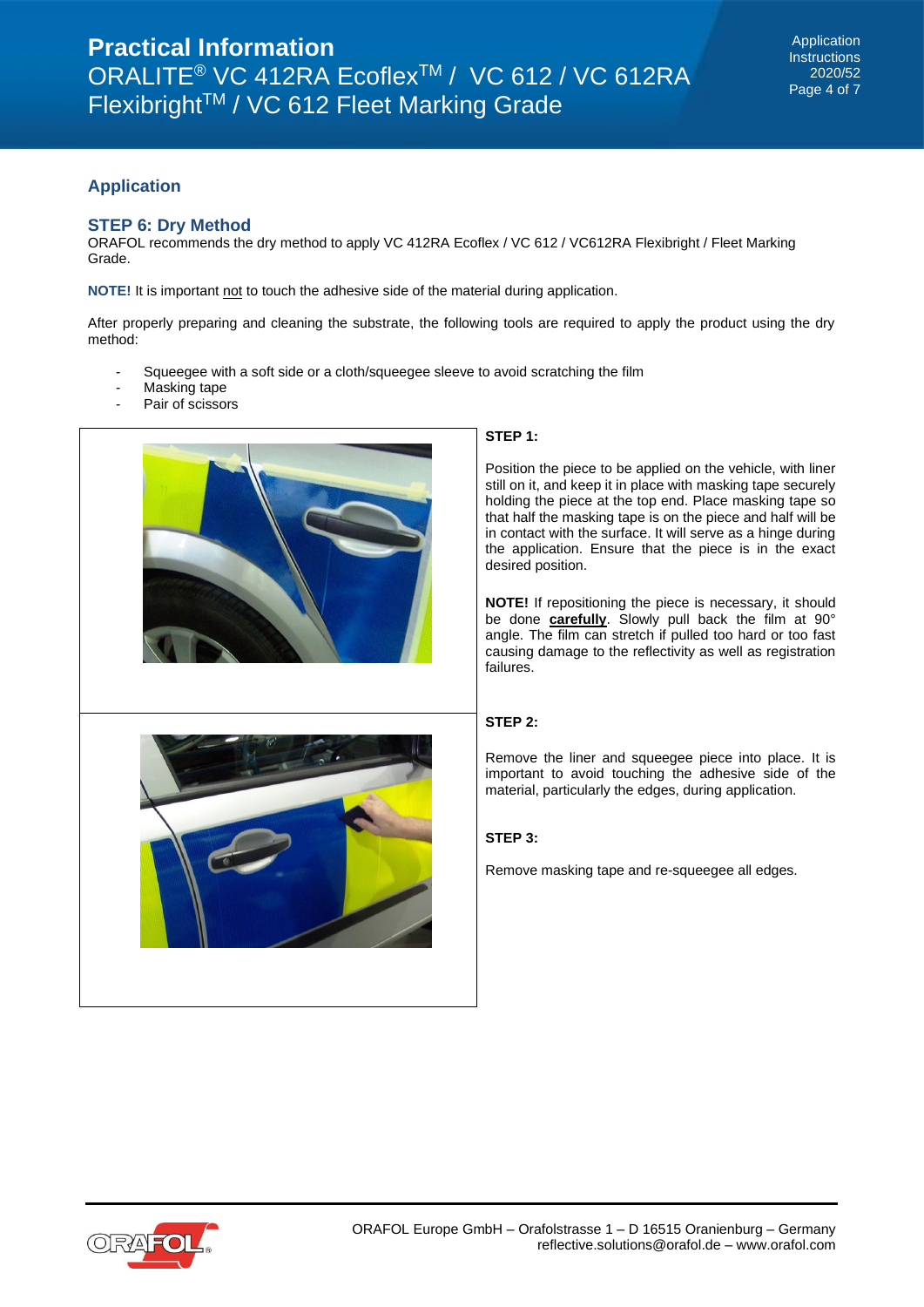## Application

### STEP 6: Dry Method

ORAFOL recommends the dry method to apply VC 412RA Ecoflex / VC 612 / VC612RA Flexibright / Fleet Marking Grade.

**NOTE!** It is important not to touch the adhesive side of the material during application.

After properly preparing and cleaning the substrate, the following tools are required to apply the product using the dry method:

- Squeegee with a soft side or a cloth/squeegee sleeve to avoid scratching the film
- Masking tape
- Pair of scissors

**STEP 1:**

Position the piece to be applied on the vehicle, with liner still on it, and keep it in place with masking tape securely holding the piece at the top end. Place masking tape so that half the masking tape is on the piece and half will be in contact with the surface. It will serve as a hinge during the application. Ensure that the piece is in the exact desired position.

**NOTE!** If repositioning the piece is necessary, it should be done **carefully**. Slowly pull back the film at 90° angle. The film can stretch if pulled too hard or too fast causing damage to the reflectivity as well as registration failures.

**STEP 2:**

Remove the liner and squeegee piece into place. It is important to avoid touching the adhesive side of the material, particularly the edges, during application.

**STEP 3:**

Remove masking tape and re-squeegee all edges.

ORAFOL Europe GmbH – Orafolstrasse 1 – D 16515 Oranienburg – Germany
reflective.solutions@orafol.de – www.orafol.com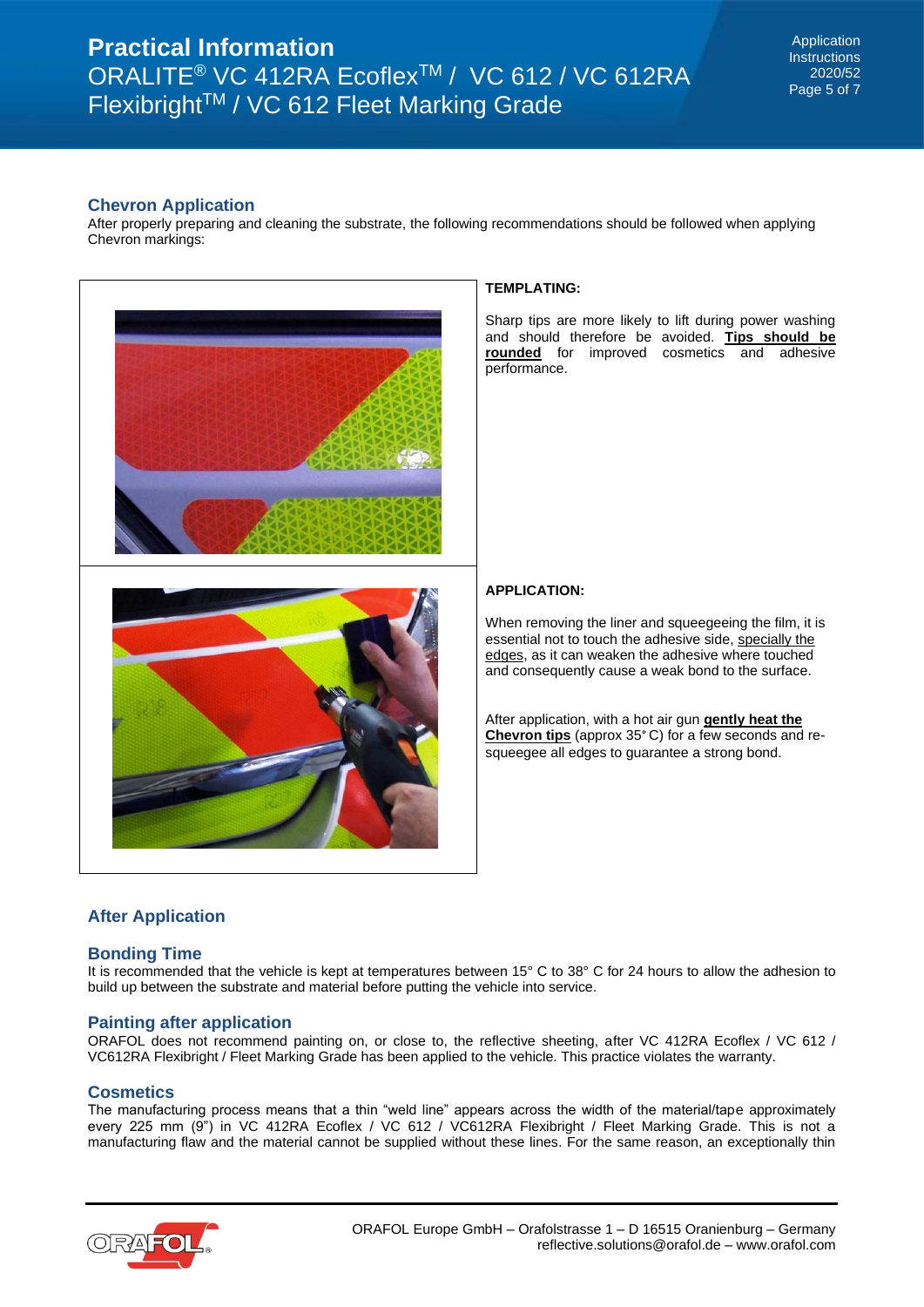## Chevron Application

After properly preparing and cleaning the substrate, the following recommendations should be followed when applying Chevron markings:

**TEMPLATING:**

Sharp tips are more likely to lift during power washing and should therefore be avoided. **Tips should be rounded** for improved cosmetics and adhesive performance.

**APPLICATION:**

When removing the liner and squeegeeing the film, it is essential not to touch the adhesive side, specially the edges, as it can weaken the adhesive where touched and consequently cause a weak bond to the surface.

After application, with a hot air gun **gently heat the Chevron tips** (approx 35° C) for a few seconds and re-squeegee all edges to guarantee a strong bond.

## After Application

### Bonding Time

It is recommended that the vehicle is kept at temperatures between 15° C to 38° C for 24 hours to allow the adhesion to build up between the substrate and material before putting the vehicle into service.

### Painting after application

ORAFOL does not recommend painting on, or close to, the reflective sheeting, after VC 412RA Ecoflex / VC 612 / VC612RA Flexibright / Fleet Marking Grade has been applied to the vehicle. This practice violates the warranty.

### Cosmetics

The manufacturing process means that a thin "weld line" appears across the width of the material/tape approximately every 225 mm (9") in VC 412RA Ecoflex / VC 612 / VC612RA Flexibright / Fleet Marking Grade. This is not a manufacturing flaw and the material cannot be supplied without these lines. For the same reason, an exceptionally thin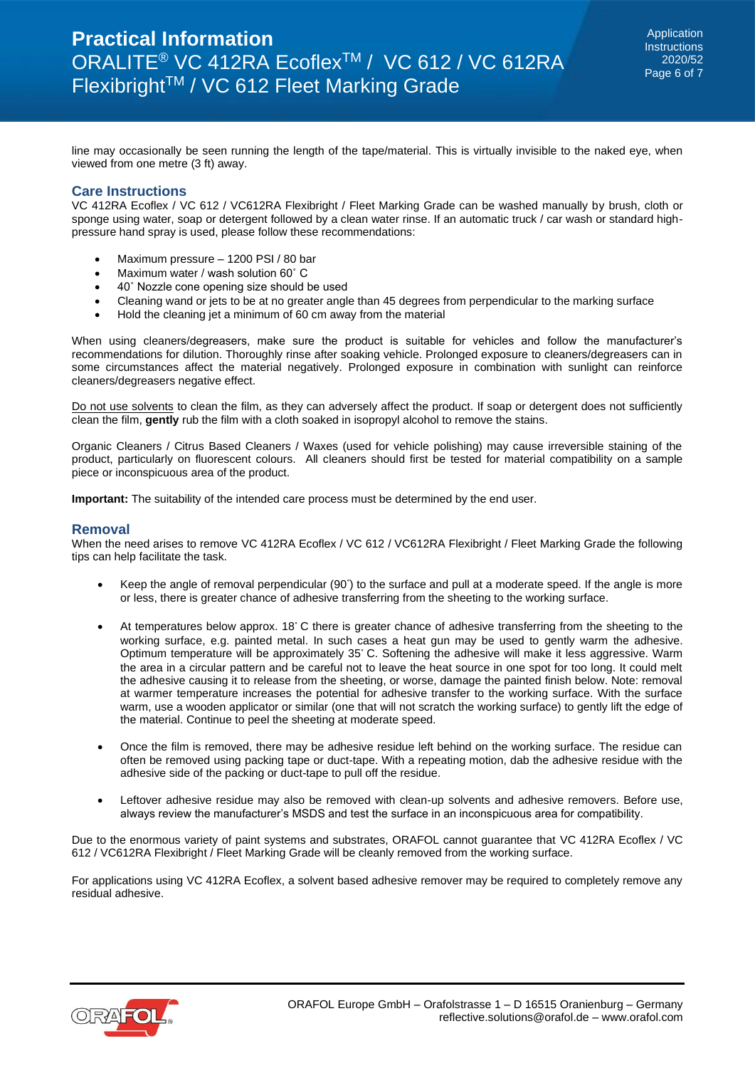line may occasionally be seen running the length of the tape/material. This is virtually invisible to the naked eye, when viewed from one metre (3 ft) away.

## Care Instructions

VC 412RA Ecoflex / VC 612 / VC612RA Flexibright / Fleet Marking Grade can be washed manually by brush, cloth or sponge using water, soap or detergent followed by a clean water rinse. If an automatic truck / car wash or standard high-pressure hand spray is used, please follow these recommendations:

- Maximum pressure – 1200 PSI / 80 bar
- Maximum water / wash solution 60˚ C
- 40˚ Nozzle cone opening size should be used
- Cleaning wand or jets to be at no greater angle than 45 degrees from perpendicular to the marking surface
- Hold the cleaning jet a minimum of 60 cm away from the material

When using cleaners/degreasers, make sure the product is suitable for vehicles and follow the manufacturer's recommendations for dilution. Thoroughly rinse after soaking vehicle. Prolonged exposure to cleaners/degreasers can in some circumstances affect the material negatively. Prolonged exposure in combination with sunlight can reinforce cleaners/degreasers negative effect.

Do not use solvents to clean the film, as they can adversely affect the product. If soap or detergent does not sufficiently clean the film, **gently** rub the film with a cloth soaked in isopropyl alcohol to remove the stains.

Organic Cleaners / Citrus Based Cleaners / Waxes (used for vehicle polishing) may cause irreversible staining of the product, particularly on fluorescent colours. All cleaners should first be tested for material compatibility on a sample piece or inconspicuous area of the product.

**Important:** The suitability of the intended care process must be determined by the end user.

## Removal

When the need arises to remove VC 412RA Ecoflex / VC 612 / VC612RA Flexibright / Fleet Marking Grade the following tips can help facilitate the task.

- Keep the angle of removal perpendicular (90˚) to the surface and pull at a moderate speed. If the angle is more or less, there is greater chance of adhesive transferring from the sheeting to the working surface.

- At temperatures below approx. 18˚ C there is greater chance of adhesive transferring from the sheeting to the working surface, e.g. painted metal. In such cases a heat gun may be used to gently warm the adhesive. Optimum temperature will be approximately 35˚ C. Softening the adhesive will make it less aggressive. Warm the area in a circular pattern and be careful not to leave the heat source in one spot for too long. It could melt the adhesive causing it to release from the sheeting, or worse, damage the painted finish below. Note: removal at warmer temperature increases the potential for adhesive transfer to the working surface. With the surface warm, use a wooden applicator or similar (one that will not scratch the working surface) to gently lift the edge of the material. Continue to peel the sheeting at moderate speed.

- Once the film is removed, there may be adhesive residue left behind on the working surface. The residue can often be removed using packing tape or duct-tape. With a repeating motion, dab the adhesive residue with the adhesive side of the packing or duct-tape to pull off the residue.

- Leftover adhesive residue may also be removed with clean-up solvents and adhesive removers. Before use, always review the manufacturer's MSDS and test the surface in an inconspicuous area for compatibility.

Due to the enormous variety of paint systems and substrates, ORAFOL cannot guarantee that VC 412RA Ecoflex / VC 612 / VC612RA Flexibright / Fleet Marking Grade will be cleanly removed from the working surface.

For applications using VC 412RA Ecoflex, a solvent based adhesive remover may be required to completely remove any residual adhesive.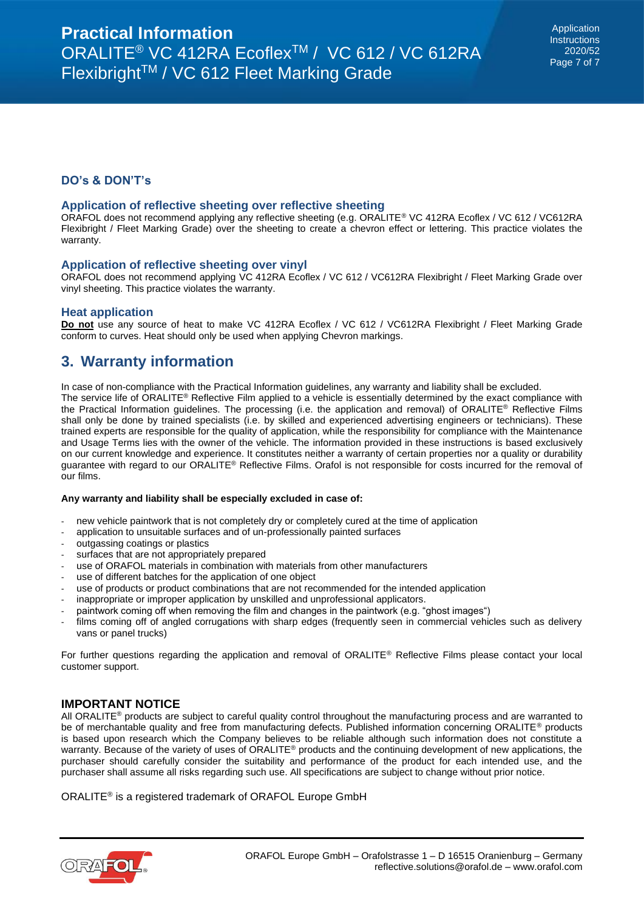## DO's & DON'T's

### Application of reflective sheeting over reflective sheeting

ORAFOL does not recommend applying any reflective sheeting (e.g. ORALITE® VC 412RA Ecoflex / VC 612 / VC612RA Flexibright / Fleet Marking Grade) over the sheeting to create a chevron effect or lettering. This practice violates the warranty.

### Application of reflective sheeting over vinyl

ORAFOL does not recommend applying VC 412RA Ecoflex / VC 612 / VC612RA Flexibright / Fleet Marking Grade over vinyl sheeting. This practice violates the warranty.

### Heat application

**Do not** use any source of heat to make VC 412RA Ecoflex / VC 612 / VC612RA Flexibright / Fleet Marking Grade conform to curves. Heat should only be used when applying Chevron markings.

## 3. Warranty information

In case of non-compliance with the Practical Information guidelines, any warranty and liability shall be excluded.
The service life of ORALITE® Reflective Film applied to a vehicle is essentially determined by the exact compliance with the Practical Information guidelines. The processing (i.e. the application and removal) of ORALITE® Reflective Films shall only be done by trained specialists (i.e. by skilled and experienced advertising engineers or technicians). These trained experts are responsible for the quality of application, while the responsibility for compliance with the Maintenance and Usage Terms lies with the owner of the vehicle. The information provided in these instructions is based exclusively on our current knowledge and experience. It constitutes neither a warranty of certain properties nor a quality or durability guarantee with regard to our ORALITE® Reflective Films. Orafol is not responsible for costs incurred for the removal of our films.

**Any warranty and liability shall be especially excluded in case of:**

- new vehicle paintwork that is not completely dry or completely cured at the time of application
- application to unsuitable surfaces and of un-professionally painted surfaces
- outgassing coatings or plastics
- surfaces that are not appropriately prepared
- use of ORAFOL materials in combination with materials from other manufacturers
- use of different batches for the application of one object
- use of products or product combinations that are not recommended for the intended application
- inappropriate or improper application by unskilled and unprofessional applicators.
- paintwork coming off when removing the film and changes in the paintwork (e.g. "ghost images")
- films coming off of angled corrugations with sharp edges (frequently seen in commercial vehicles such as delivery vans or panel trucks)

For further questions regarding the application and removal of ORALITE® Reflective Films please contact your local customer support.

### IMPORTANT NOTICE

All ORALITE® products are subject to careful quality control throughout the manufacturing process and are warranted to be of merchantable quality and free from manufacturing defects. Published information concerning ORALITE® products is based upon research which the Company believes to be reliable although such information does not constitute a warranty. Because of the variety of uses of ORALITE® products and the continuing development of new applications, the purchaser should carefully consider the suitability and performance of the product for each intended use, and the purchaser shall assume all risks regarding such use. All specifications are subject to change without prior notice.

ORALITE® is a registered trademark of ORAFOL Europe GmbH

ORAFOL Europe GmbH – Orafolstrasse 1 – D 16515 Oranienburg – Germany
reflective.solutions@orafol.de – www.orafol.com